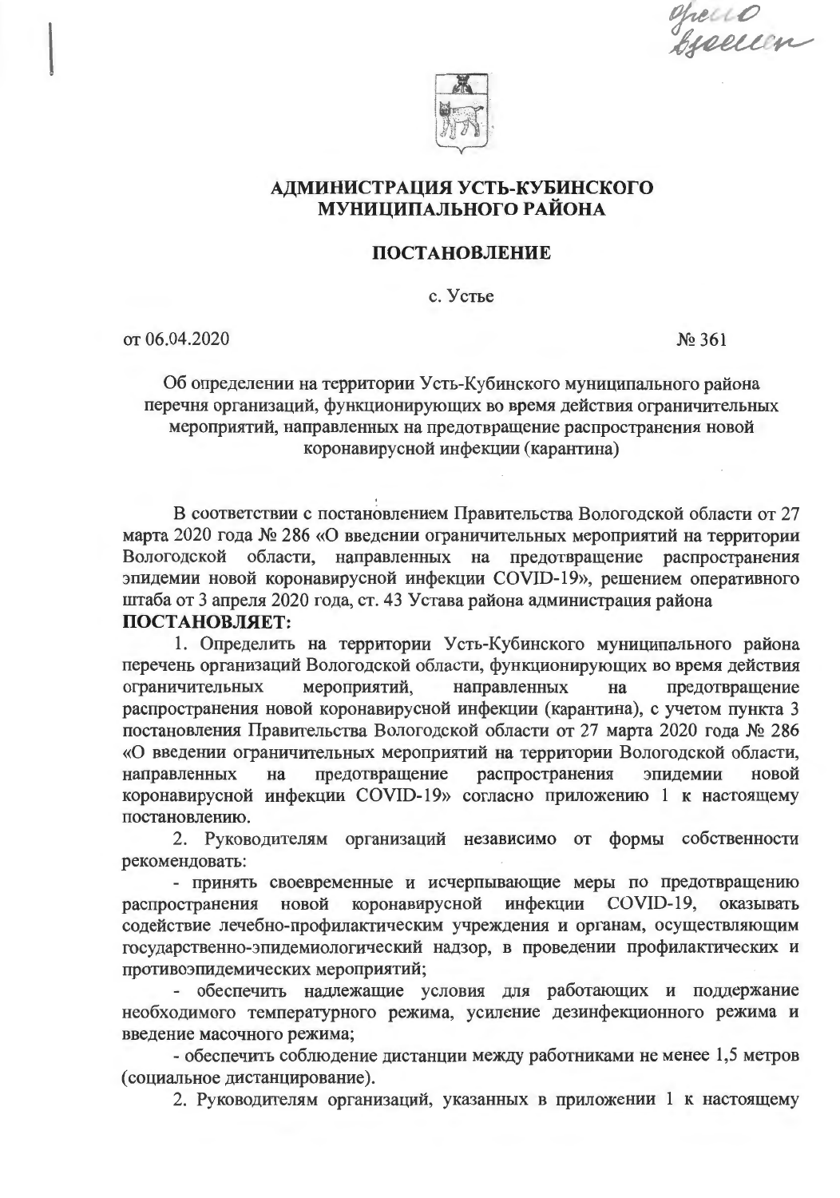# АДМИНИСТРАЦИЯ УСТЬ-КУБИНСКОГО МУНИЦИПАЛЬНОГО РАЙОНА

## ПОСТАНОВЛЕНИЕ

с. Устье

от 06.04.2020 № 361

Об определении на территории Усть-Кубинского муниципального района перечня организаций, функционирующих во время действия ограничительных мероприятий, направленных на предотвращение распространения новой коронавирусной инфекции (карантина)

В соответствии с постановлением Правительства Вологодской области от 27 марта 2020 года № 286 «О введении ограничительных мероприятий на территории Вологодской области, направленных на предотвращение распространения эпидемии новой коронавирусной инфекции COVID-19», решением оперативного штаба от 3 апреля 2020 года, ст. 43 Устава района администрация района

**ПОСТАНОВЛЯЕТ:**

1. Определить на территории Усть-Кубинского муниципального района перечень организаций Вологодской области, функционирующих во время действия ограничительных мероприятий, направленных на предотвращение распространения новой коронавирусной инфекции (карантина), с учетом пункта 3 постановления Правительства Вологодской области от 27 марта 2020 года № 286 «О введении ограничительных мероприятий на территории Вологодской области, направленных на предотвращение распространения эпидемии новой коронавирусной инфекции COVID-19» согласно приложению 1 к настоящему постановлению.

2. Руководителям организаций независимо от формы собственности рекомендовать:

- принять своевременные и исчерпывающие меры по предотвращению распространения новой коронавирусной инфекции COVID-19, оказывать содействие лечебно-профилактическим учреждения и органам, осуществляющим государственно-эпидемиологический надзор, в проведении профилактических и противоэпидемических мероприятий;

- обеспечить надлежащие условия для работающих и поддержание необходимого температурного режима, усиление дезинфекционного режима и введение масочного режима;

- обеспечить соблюдение дистанции между работниками не менее 1,5 метров (социальное дистанцирование).

2. Руководителям организаций, указанных в приложении 1 к настоящему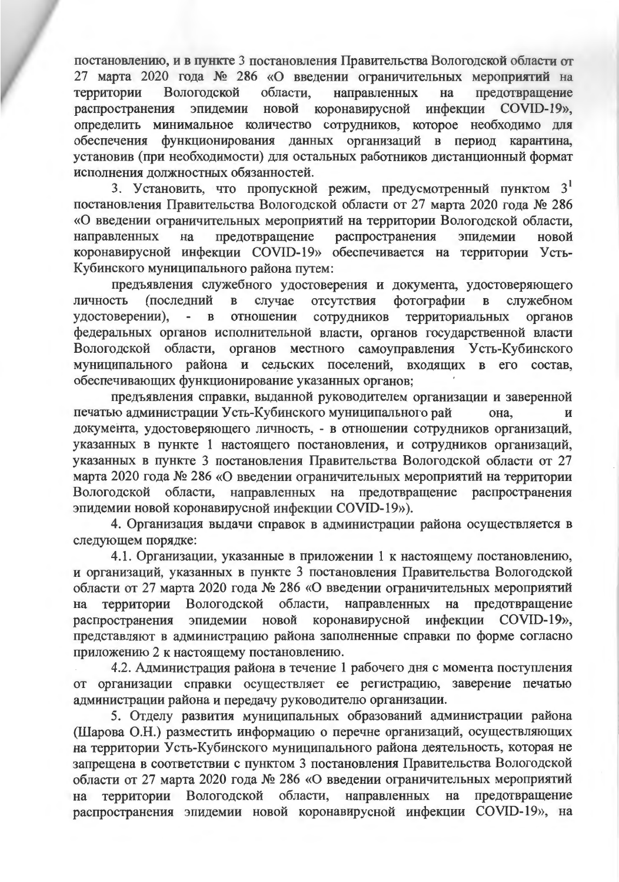постановлению, и в пункте 3 постановления Правительства Вологодской области от 27 марта 2020 года № 286 «О введении ограничительных мероприятий на территории Вологодской области, направленных на предотвращение распространения эпидемии новой коронавирусной инфекции COVID-19», определить минимальное количество сотрудников, которое необходимо для обеспечения функционирования данных организаций в период карантина, установив (при необходимости) для остальных работников дистанционный формат исполнения должностных обязанностей.

3. Установить, что пропускной режим, предусмотренный пунктом $3^1$ постановления Правительства Вологодской области от 27 марта 2020 года № 286 «О введении ограничительных мероприятий на территории Вологодской области, направленных на предотвращение распространения эпидемии новой коронавирусной инфекции COVID-19» обеспечивается на территории Усть-Кубинского муниципального района путем:

предъявления служебного удостоверения и документа, удостоверяющего личность (последний в случае отсутствия фотографии в служебном удостоверении), - в отношении сотрудников территориальных органов федеральных органов исполнительной власти, органов государственной власти Вологодской области, органов местного самоуправления Усть-Кубинского муниципального района и сельских поселений, входящих в его состав, обеспечивающих функционирование указанных органов;

предъявления справки, выданной руководителем организации и заверенной печатью администрации Усть-Кубинского муниципального района, и документа, удостоверяющего личность, - в отношении сотрудников организаций, указанных в пункте 1 настоящего постановления, и сотрудников организаций, указанных в пункте 3 постановления Правительства Вологодской области от 27 марта 2020 года № 286 «О введении ограничительных мероприятий на территории Вологодской области, направленных на предотвращение распространения эпидемии новой коронавирусной инфекции COVID-19»).

4. Организация выдачи справок в администрации района осуществляется в следующем порядке:

4.1. Организации, указанные в приложении 1 к настоящему постановлению, и организаций, указанных в пункте 3 постановления Правительства Вологодской области от 27 марта 2020 года № 286 «О введении ограничительных мероприятий на территории Вологодской области, направленных на предотвращение распространения эпидемии новой коронавирусной инфекции COVID-19», представляют в администрацию района заполненные справки по форме согласно приложению 2 к настоящему постановлению.

4.2. Администрация района в течение 1 рабочего дня с момента поступления от организации справки осуществляет ее регистрацию, заверение печатью администрации района и передачу руководителю организации.

5. Отделу развития муниципальных образований администрации района (Шарова О.Н.) разместить информацию о перечне организаций, осуществляющих на территории Усть-Кубинского муниципального района деятельность, которая не запрещена в соответствии с пунктом 3 постановления Правительства Вологодской области от 27 марта 2020 года № 286 «О введении ограничительных мероприятий на территории Вологодской области, направленных на предотвращение распространения эпидемии новой коронавирусной инфекции COVID-19», на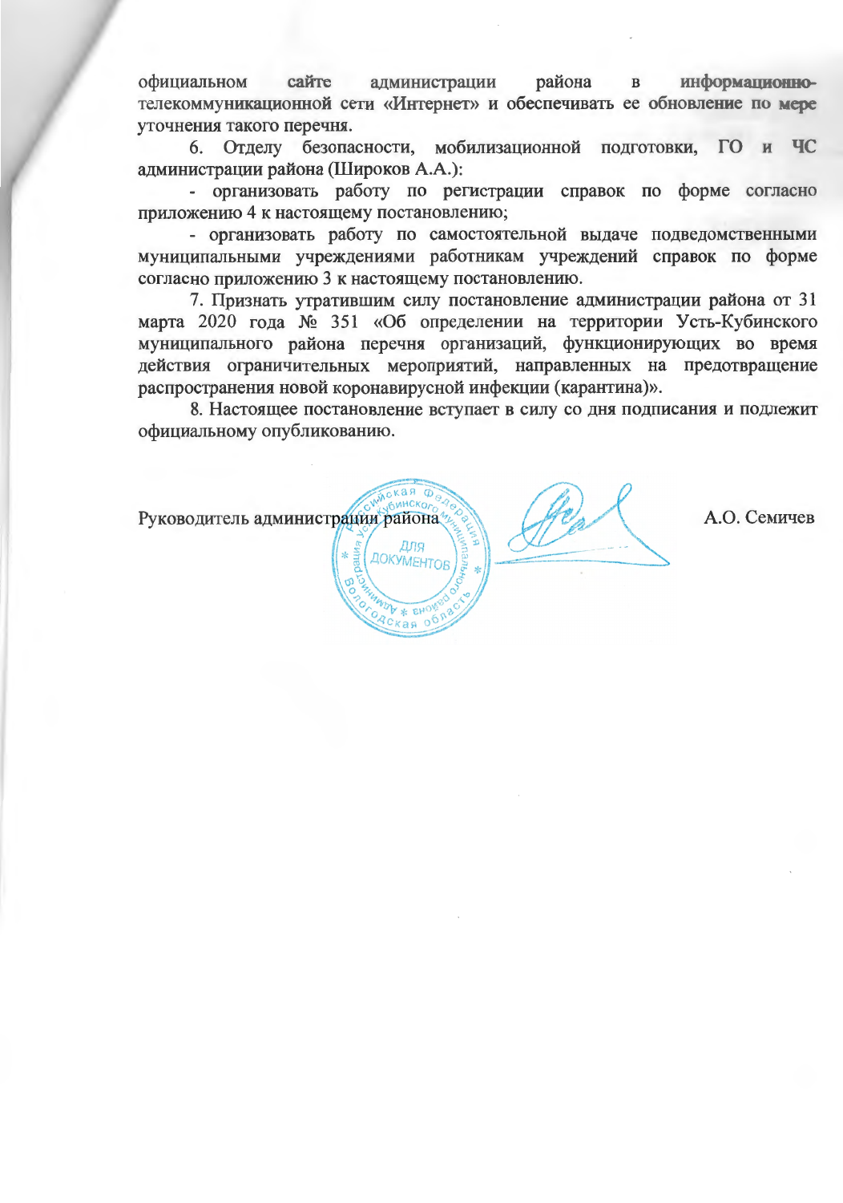официальном сайте администрации района в информационно-телекоммуникационной сети «Интернет» и обеспечивать ее обновление по мере уточнения такого перечня.

6. Отделу безопасности, мобилизационной подготовки, ГО и ЧС администрации района (Широков А.А.):

- организовать работу по регистрации справок по форме согласно приложению 4 к настоящему постановлению;

- организовать работу по самостоятельной выдаче подведомственными муниципальными учреждениями работникам учреждений справок по форме согласно приложению 3 к настоящему постановлению.

7. Признать утратившим силу постановление администрации района от 31 марта 2020 года № 351 «Об определении на территории Усть-Кубинского муниципального района перечня организаций, функционирующих во время действия ограничительных мероприятий, направленных на предотвращение распространения новой коронавирусной инфекции (карантина)».

8. Настоящее постановление вступает в силу со дня подписания и подлежит официальному опубликованию.

Руководитель администрации района А.О. Семичев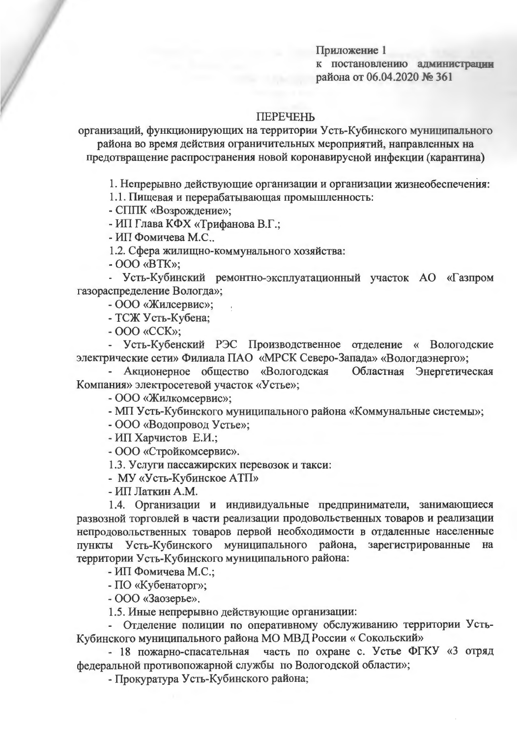Приложение 1
к постановлению администрации района от 06.04.2020 № 361

ПЕРЕЧЕНЬ
организаций, функционирующих на территории Усть-Кубинского муниципального района во время действия ограничительных мероприятий, направленных на предотвращение распространения новой коронавирусной инфекции (карантина)

1. Непрерывно действующие организации и организации жизнеобеспечения:

1.1. Пищевая и перерабатывающая промышленность:

- СППК «Возрождение»;
- ИП Глава КФХ «Трифанова В.Г.;
- ИП Фомичева М.С..

1.2. Сфера жилищно-коммунального хозяйства:

- ООО «ВТК»;
- Усть-Кубинский ремонтно-эксплуатационный участок АО «Газпром газораспределение Вологда»;
- ООО «Жилсервис»;
- ТСЖ Усть-Кубена;
- ООО «ССК»;
- Усть-Кубенский РЭС Производственное отделение « Вологодские электрические сети» Филиала ПАО «МРСК Северо-Запада» «Вологдаэнерго»;
- Акционерное общество «Вологодская Областная Энергетическая Компания» электросетевой участок «Устье»;
- ООО «Жилкомсервис»;
- МП Усть-Кубинского муниципального района «Коммунальные системы»;
- ООО «Водопровод Устье»;
- ИП Харчистов Е.И.;
- ООО «Стройкомсервис».

1.3. Услуги пассажирских перевозок и такси:

- МУ «Усть-Кубинское АТП»
- ИП Латкин А.М.

1.4. Организации и индивидуальные предприниматели, занимающиеся развозной торговлей в части реализации продовольственных товаров и реализации непродовольственных товаров первой необходимости в отдаленные населенные пункты Усть-Кубинского муниципального района, зарегистрированные на территории Усть-Кубинского муниципального района:

- ИП Фомичева М.С.;
- ПО «Кубенаторг»;
- ООО «Заозерье».

1.5. Иные непрерывно действующие организации:

- Отделение полиции по оперативному обслуживанию территории Усть-Кубинского муниципального района МО МВД России « Сокольский»
- 18 пожарно-спасательная часть по охране с. Устье ФГКУ «3 отряд федеральной противопожарной службы по Вологодской области»;
- Прокуратура Усть-Кубинского района;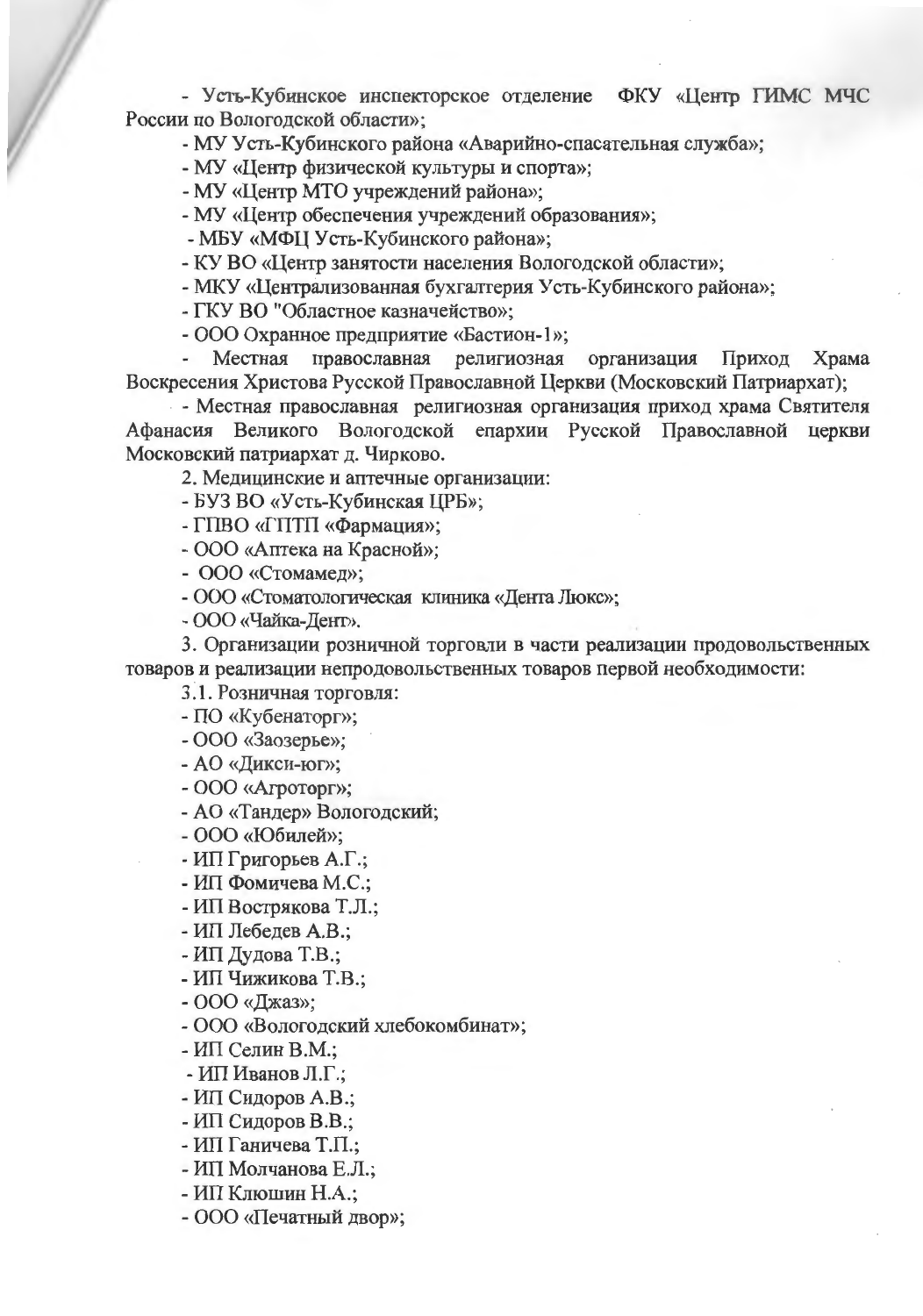- Усть-Кубинское инспекторское отделение ФКУ «Центр ГИМС МЧС России по Вологодской области»;

- МУ Усть-Кубинского района «Аварийно-спасательная служба»;

- МУ «Центр физической культуры и спорта»;

- МУ «Центр МТО учреждений района»;

- МУ «Центр обеспечения учреждений образования»;

- МБУ «МФЦ Усть-Кубинского района»;

- КУ ВО «Центр занятости населения Вологодской области»;

- МКУ «Централизованная бухгалтерия Усть-Кубинского района»;

- ГКУ ВО "Областное казначейство»;

- ООО Охранное предприятие «Бастион-1»;

- Местная православная религиозная организация Приход Храма Воскресения Христова Русской Православной Церкви (Московский Патриархат);

- Местная православная религиозная организация приход храма Святителя Афанасия Великого Вологодской епархии Русской Православной церкви Московский патриархат д. Чирково.

2. Медицинские и аптечные организации:

- БУЗ ВО «Усть-Кубинская ЦРБ»;

- ГПВО «ГПТП «Фармация»;

- ООО «Аптека на Красной»;

- ООО «Стомамед»;

- ООО «Стоматологическая клиника «Дента Люкс»;

- ООО «Чайка-Дент».

3. Организации розничной торговли в части реализации продовольственных товаров и реализации непродовольственных товаров первой необходимости:

3.1. Розничная торговля:

- ПО «Кубенаторг»;

- ООО «Заозерье»;

- АО «Дикси-юг»;

- ООО «Агроторг»;

- АО «Тандер» Вологодский;

- ООО «Юбилей»;

- ИП Григорьев А.Г.;

- ИП Фомичева М.С.;

- ИП Вострякова Т.Л.;

- ИП Лебедев А.В.;

- ИП Дудова Т.В.;

- ИП Чижикова Т.В.;

- ООО «Джаз»;

- ООО «Вологодский хлебокомбинат»;

- ИП Селин В.М.;

- ИП Иванов Л.Г.;

- ИП Сидоров А.В.;

- ИП Сидоров В.В.;

- ИП Ганичева Т.П.;

- ИП Молчанова Е.Л.;

- ИП Клюшин Н.А.;

- ООО «Печатный двор»;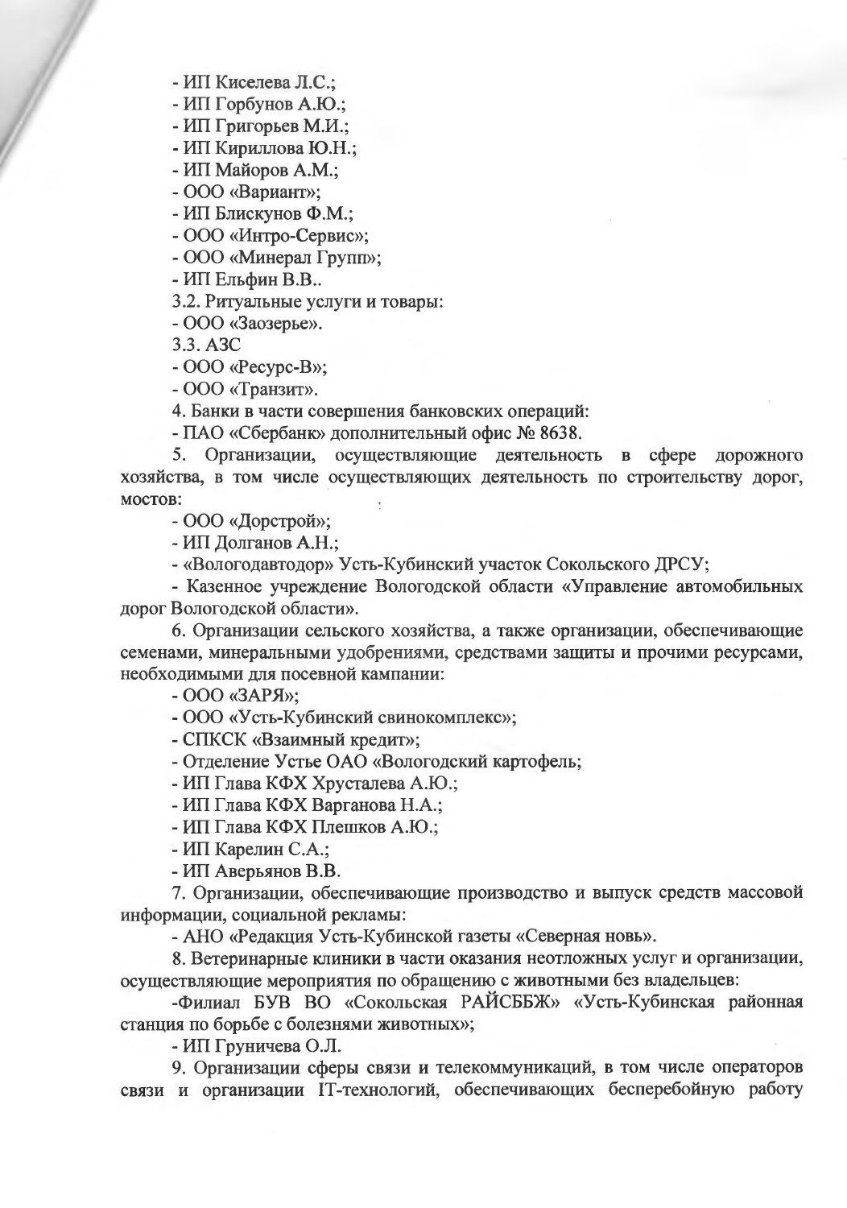- ИП Киселева Л.С.;
- ИП Горбунов А.Ю.;
- ИП Григорьев М.И.;
- ИП Кириллова Ю.Н.;
- ИП Майоров А.М.;
- ООО «Вариант»;
- ИП Блискунов Ф.М.;
- ООО «Интро-Сервис»;
- ООО «Минерал Групп»;
- ИП Ельфин В.В..

3.2. Ритуальные услуги и товары:

- ООО «Заозерье».

3.3. АЗС

- ООО «Ресурс-В»;
- ООО «Транзит».

4. Банки в части совершения банковских операций:

- ПАО «Сбербанк» дополнительный офис № 8638.

5. Организации, осуществляющие деятельность в сфере дорожного хозяйства, в том числе осуществляющих деятельность по строительству дорог, мостов:

- ООО «Дорстрой»;
- ИП Долганов А.Н.;
- «Вологдавтодор» Усть-Кубинский участок Сокольского ДРСУ;
- Казенное учреждение Вологодской области «Управление автомобильных дорог Вологодской области».

6. Организации сельского хозяйства, а также организации, обеспечивающие семенами, минеральными удобрениями, средствами защиты и прочими ресурсами, необходимыми для посевной кампании:

- ООО «ЗАРЯ»;
- ООО «Усть-Кубинский свинокомплекс»;
- СПКСК «Взаимный кредит»;
- Отделение Устье ОАО «Вологодский картофель;
- ИП Глава КФХ Хрусталева А.Ю.;
- ИП Глава КФХ Варганова Н.А.;
- ИП Глава КФХ Плешков А.Ю.;
- ИП Карелин С.А.;
- ИП Аверьянов В.В.

7. Организации, обеспечивающие производство и выпуск средств массовой информации, социальной рекламы:

- АНО «Редакция Усть-Кубинской газеты «Северная новь».

8. Ветеринарные клиники в части оказания неотложных услуг и организации, осуществляющие мероприятия по обращению с животными без владельцев:

- Филиал БУВ ВО «Сокольская РАЙСББЖ» «Усть-Кубинская районная станция по борьбе с болезнями животных»;
- ИП Груничева О.Л.

9. Организации сферы связи и телекоммуникаций, в том числе операторов связи и организации IT-технологий, обеспечивающих бесперебойную работу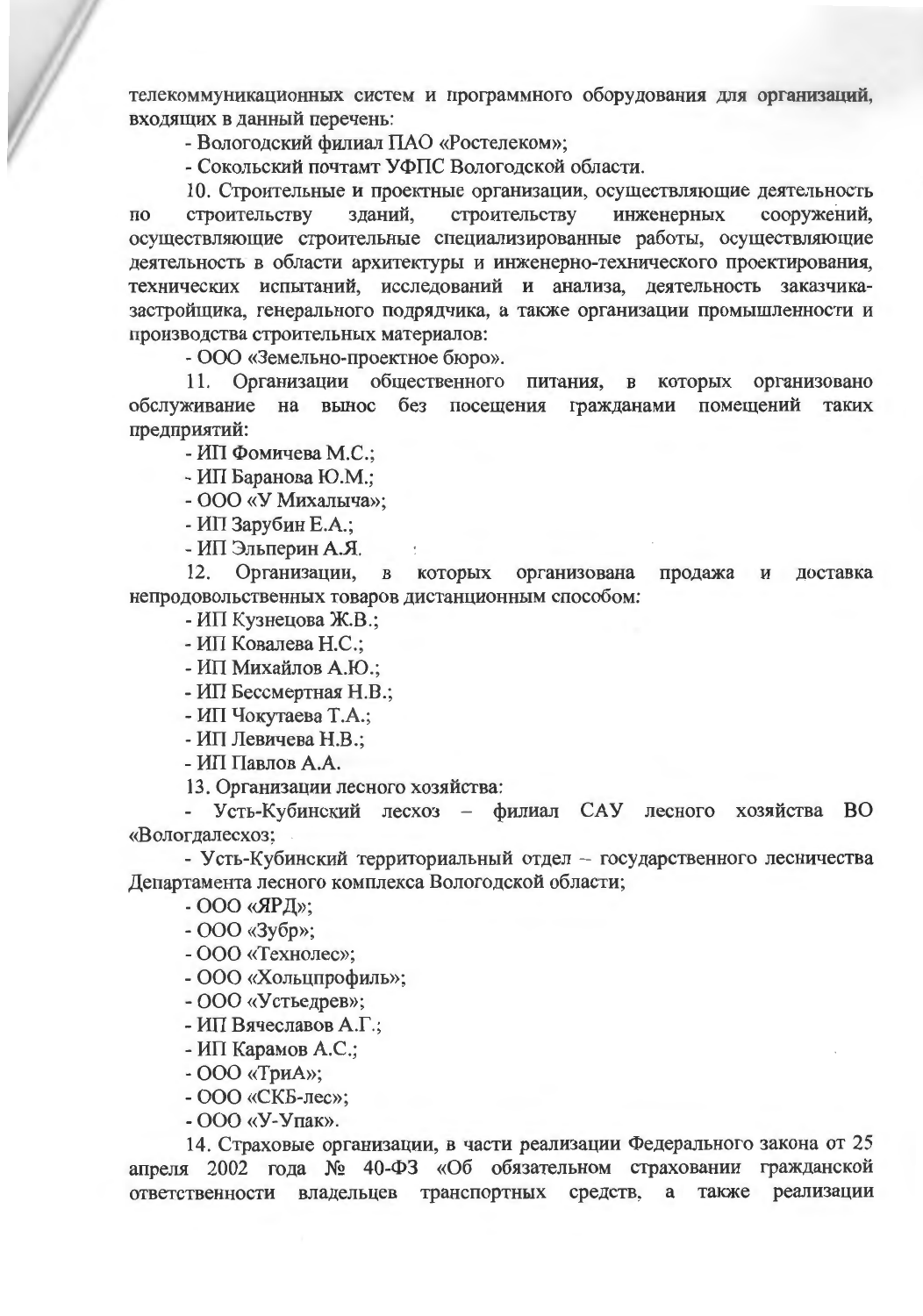телекоммуникационных систем и программного оборудования для организаций, входящих в данный перечень:

- Вологодский филиал ПАО «Ростелеком»;
- Сокольский почтамт УФПС Вологодской области.

10. Строительные и проектные организации, осуществляющие деятельность по строительству зданий, строительству инженерных сооружений, осуществляющие строительные специализированные работы, осуществляющие деятельность в области архитектуры и инженерно-технического проектирования, технических испытаний, исследований и анализа, деятельность заказчика-застройщика, генерального подрядчика, а также организации промышленности и производства строительных материалов:

- ООО «Земельно-проектное бюро».

11. Организации общественного питания, в которых организовано обслуживание на вынос без посещения гражданами помещений таких предприятий:

- ИП Фомичева М.С.;
- ИП Баранова Ю.М.;
- ООО «У Михалыча»;
- ИП Зарубин Е.А.;
- ИП Эльперин А.Я.

12. Организации, в которых организована продажа и доставка непродовольственных товаров дистанционным способом:

- ИП Кузнецова Ж.В.;
- ИП Ковалева Н.С.;
- ИП Михайлов А.Ю.;
- ИП Бессмертная Н.В.;
- ИП Чокутаева Т.А.;
- ИП Левичева Н.В.;
- ИП Павлов А.А.

13. Организации лесного хозяйства:

- Усть-Кубинский лесхоз – филиал САУ лесного хозяйства ВО «Вологдалесхоз;
- Усть-Кубинский территориальный отдел – государственного лесничества Департамента лесного комплекса Вологодской области;
- ООО «ЯРД»;
- ООО «Зубр»;
- ООО «Технолес»;
- ООО «Хольцпрофиль»;
- ООО «Устьедрев»;
- ИП Вячеславов А.Г.;
- ИП Карамов А.С.;
- ООО «ТриА»;
- ООО «СКБ-лес»;
- ООО «У-Упак».

14. Страховые организации, в части реализации Федерального закона от 25 апреля 2002 года № 40-ФЗ «Об обязательном страховании гражданской ответственности владельцев транспортных средств, а также реализации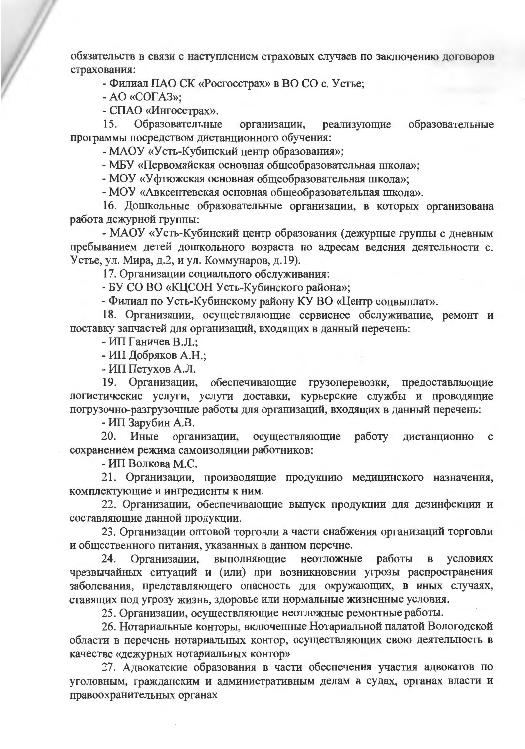обязательств в связи с наступлением страховых случаев по заключению договоров страхования:

- Филиал ПАО СК «Росгосстрах» в ВО СО с. Устье;
- АО «СОГАЗ»;
- СПАО «Ингосстрах».

15. Образовательные организации, реализующие образовательные программы посредством дистанционного обучения:

- МАОУ «Усть-Кубинский центр образования»;
- МБУ «Первомайская основная общеобразовательная школа»;
- МОУ «Уфтюжская основная общеобразовательная школа»;
- МОУ «Авксентевская основная общеобразовательная школа».

16. Дошкольные образовательные организации, в которых организована работа дежурной группы:

- МАОУ «Усть-Кубинский центр образования (дежурные группы с дневным пребыванием детей дошкольного возраста по адресам ведения деятельности с. Устье, ул. Мира, д.2, и ул. Коммунаров, д.19).

17. Организации социального обслуживания:

- БУ СО ВО «КЦСОН Усть-Кубинского района»;
- Филиал по Усть-Кубинскому району КУ ВО «Центр соцвыплат».

18. Организации, осуществляющие сервисное обслуживание, ремонт и поставку запчастей для организаций, входящих в данный перечень:

- ИП Ганичев В.Л.;
- ИП Добряков А.Н.;
- ИП Петухов А.Л.

19. Организации, обеспечивающие грузоперевозки, предоставляющие логистические услуги, услуги доставки, курьерские службы и проводящие погрузочно-разгрузочные работы для организаций, входящих в данный перечень:

- ИП Зарубин А.В.

20. Иные организации, осуществляющие работу дистанционно с сохранением режима самоизоляции работников:

- ИП Волкова М.С.

21. Организации, производящие продукцию медицинского назначения, комплектующие и ингредиенты к ним.

22. Организации, обеспечивающие выпуск продукции для дезинфекции и составляющие данной продукции.

23. Организации оптовой торговли в части снабжения организаций торговли и общественного питания, указанных в данном перечне.

24. Организации, выполняющие неотложные работы в условиях чрезвычайных ситуаций и (или) при возникновении угрозы распространения заболевания, представляющего опасность для окружающих, в иных случаях, ставящих под угрозу жизнь, здоровье или нормальные жизненные условия.

25. Организации, осуществляющие неотложные ремонтные работы.

26. Нотариальные конторы, включенные Нотариальной палатой Вологодской области в перечень нотариальных контор, осуществляющих свою деятельность в качестве «дежурных нотариальных контор»

27. Адвокатские образования в части обеспечения участия адвокатов по уголовным, гражданским и административным делам в судах, органах власти и правоохранительных органах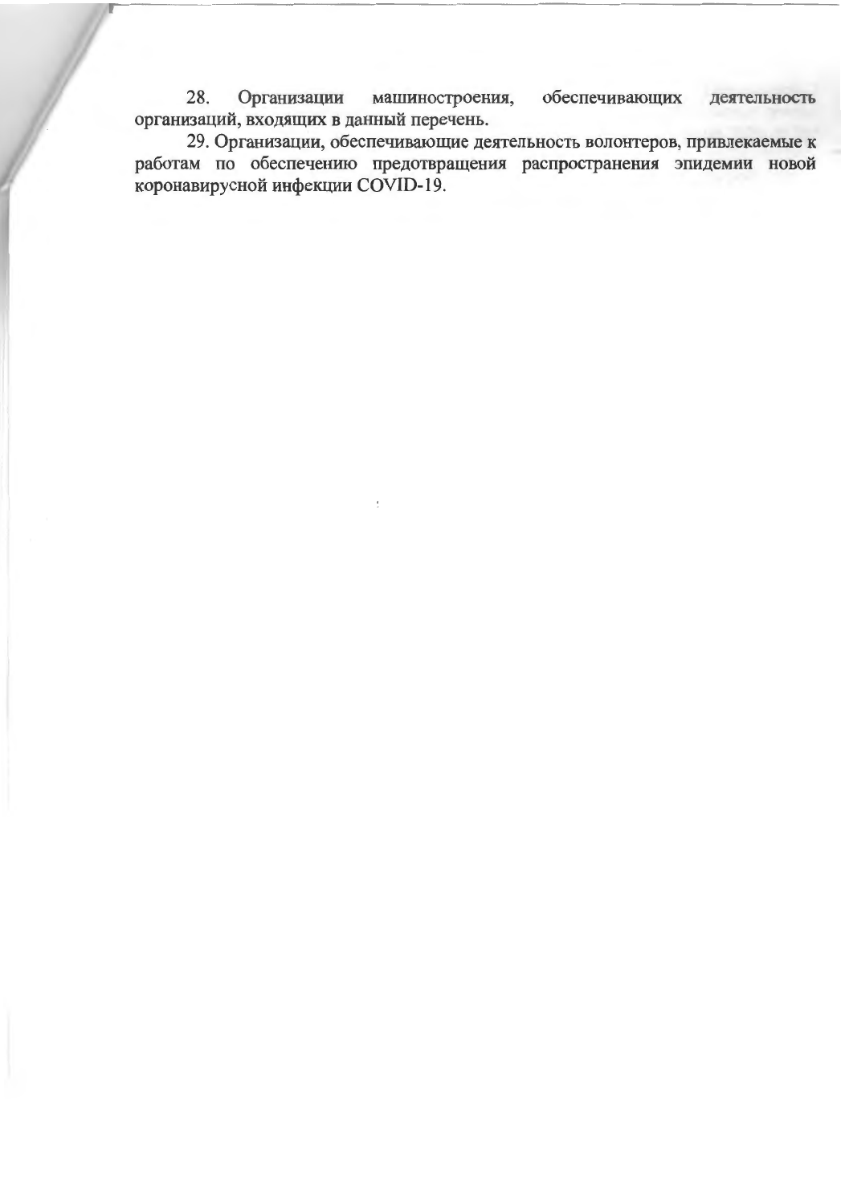28. Организации машиностроения, обеспечивающих деятельность организаций, входящих в данный перечень.

29. Организации, обеспечивающие деятельность волонтеров, привлекаемые к работам по обеспечению предотвращения распространения эпидемии новой коронавирусной инфекции COVID-19.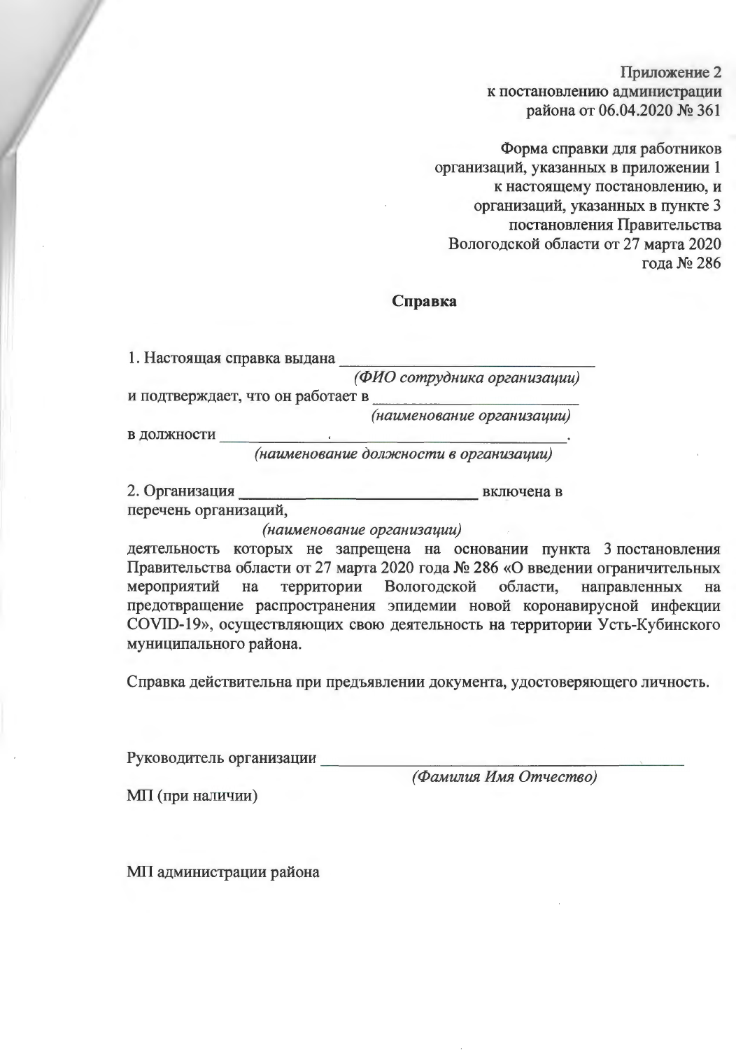Приложение 2
к постановлению администрации
района от 06.04.2020 № 361

Форма справки для работников
организаций, указанных в приложении 1
к настоящему постановлению, и
организаций, указанных в пункте 3
постановления Правительства
Вологодской области от 27 марта 2020
года № 286

**Справка**

1. Настоящая справка выдана ______________________________
*(ФИО сотрудника организации)*
и подтверждает, что он работает в ___________________________
*(наименование организации)*
в должности ______________________________________________.
*(наименование должности в организации)*

2. Организация ______________________________ включена в
перечень организаций,
*(наименование организации)*
деятельность которых не запрещена на основании пункта 3 постановления Правительства области от 27 марта 2020 года № 286 «О введении ограничительных мероприятий на территории Вологодской области, направленных на предотвращение распространения эпидемии новой коронавирусной инфекции COVID-19», осуществляющих свою деятельность на территории Усть-Кубинского муниципального района.

Справка действительна при предъявлении документа, удостоверяющего личность.

Руководитель организации ___________________________________________
*(Фамилия Имя Отчество)*

МП (при наличии)

МП администрации района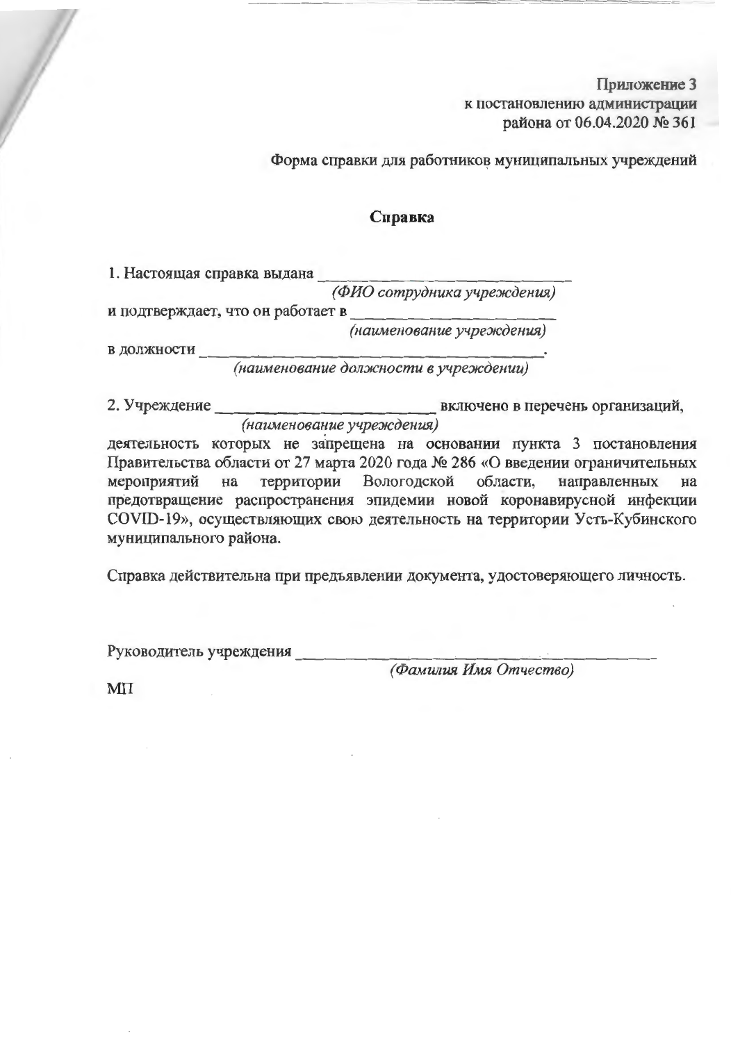Приложение 3
к постановлению администрации
района от 06.04.2020 № 361

Форма справки для работников муниципальных учреждений

**Справка**

1. Настоящая справка выдана ______________________________
*(ФИО сотрудника учреждения)*
и подтверждает, что он работает в ________________________
*(наименование учреждения)*
в должности ________________________________________.
*(наименование должности в учреждении)*

2. Учреждение _________________________ включено в перечень организаций,
*(наименование учреждения)*
деятельность которых не запрещена на основании пункта 3 постановления Правительства области от 27 марта 2020 года № 286 «О введении ограничительных мероприятий на территории Вологодской области, направленных на предотвращение распространения эпидемии новой коронавирусной инфекции COVID-19», осуществляющих свою деятельность на территории Усть-Кубинского муниципального района.

Справка действительна при предъявлении документа, удостоверяющего личность.

Руководитель учреждения ________________________________________
*(Фамилия Имя Отчество)*

МП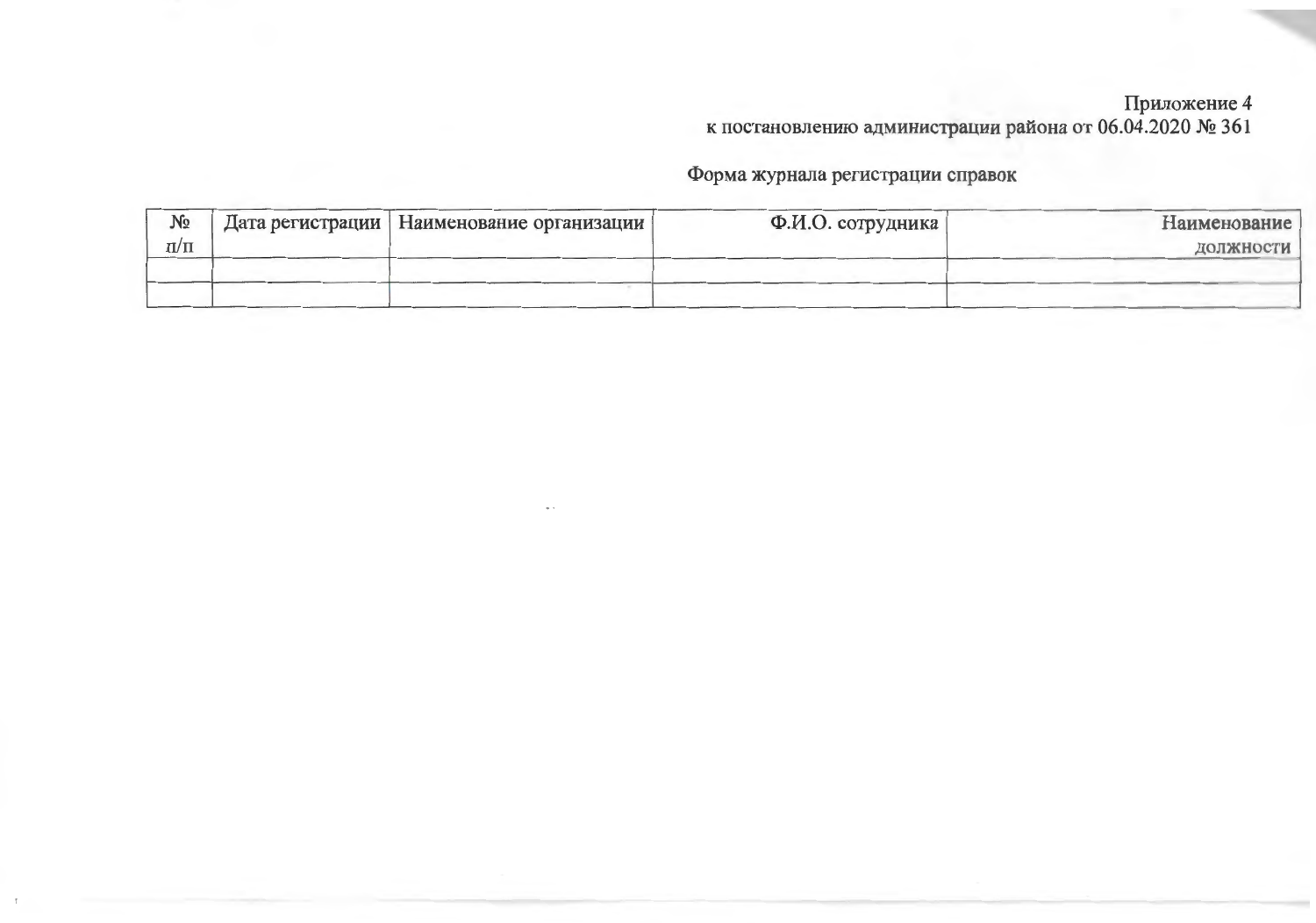Приложение 4
к постановлению администрации района от 06.04.2020 № 361

Форма журнала регистрации справок

| №<br>п/п | Дата регистрации | Наименование организации | Ф.И.О. сотрудника | Наименование должности |
|---|---|---|---|---|
| | | | | |
| | | | | |